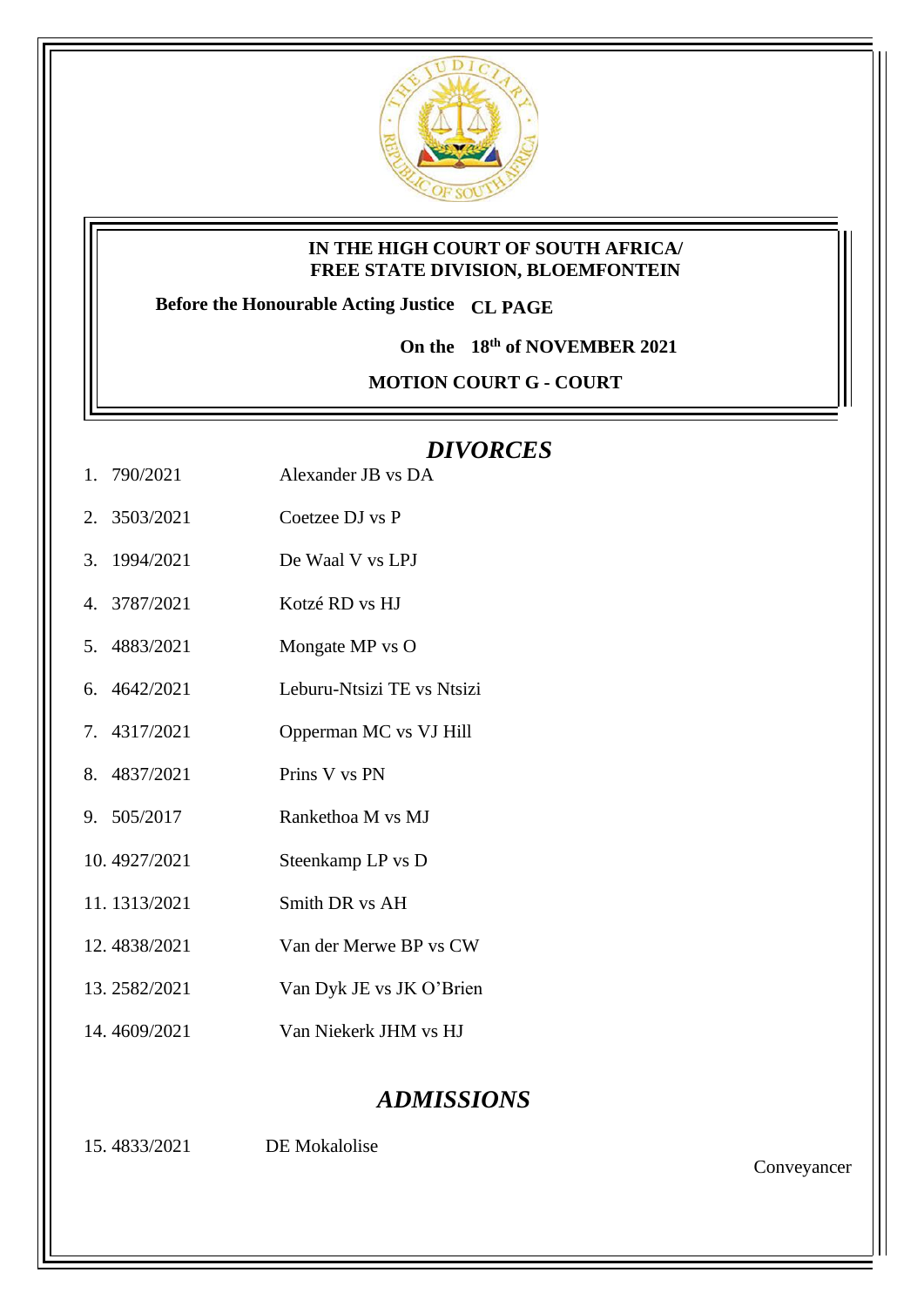**IN THE HIGH COURT OF SOUTH AFRICA/**
**FREE STATE DIVISION, BLOEMFONTEIN**

**Before the Honourable Acting Justice CL PAGE**

**On the 18th of NOVEMBER 2021**

**MOTION COURT G - COURT**

## *DIVORCES*

1. 790/2021 Alexander JB vs DA
2. 3503/2021 Coetzee DJ vs P
3. 1994/2021 De Waal V vs LPJ
4. 3787/2021 Kotzé RD vs HJ
5. 4883/2021 Mongate MP vs O
6. 4642/2021 Leburu-Ntsizi TE vs Ntsizi
7. 4317/2021 Opperman MC vs VJ Hill
8. 4837/2021 Prins V vs PN
9. 505/2017 Rankethoa M vs MJ
10. 4927/2021 Steenkamp LP vs D
11. 1313/2021 Smith DR vs AH
12. 4838/2021 Van der Merwe BP vs CW
13. 2582/2021 Van Dyk JE vs JK O'Brien
14. 4609/2021 Van Niekerk JHM vs HJ

## *ADMISSIONS*

15. 4833/2021 DE Mokalolise — Conveyancer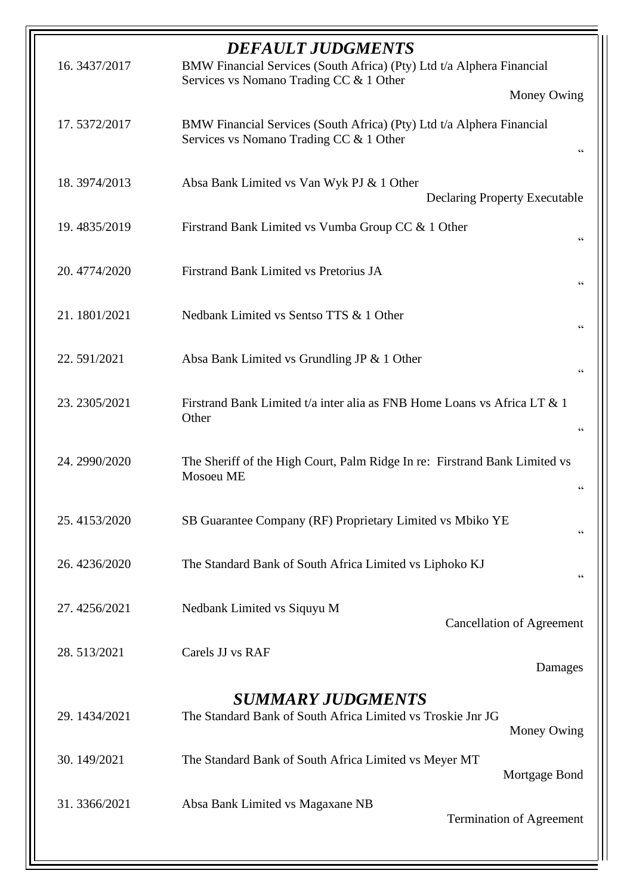## *DEFAULT JUDGMENTS*

| No. | Case No. | Parties | Nature |
|---|---|---|---|
| 16. | 3437/2017 | BMW Financial Services (South Africa) (Pty) Ltd t/a Alphera Financial Services vs Nomano Trading CC & 1 Other | Money Owing |
| 17. | 5372/2017 | BMW Financial Services (South Africa) (Pty) Ltd t/a Alphera Financial Services vs Nomano Trading CC & 1 Other | " |
| 18. | 3974/2013 | Absa Bank Limited vs Van Wyk PJ & 1 Other | Declaring Property Executable |
| 19. | 4835/2019 | Firstrand Bank Limited vs Vumba Group CC & 1 Other | " |
| 20. | 4774/2020 | Firstrand Bank Limited vs Pretorius JA | " |
| 21. | 1801/2021 | Nedbank Limited vs Sentso TTS & 1 Other | " |
| 22. | 591/2021 | Absa Bank Limited vs Grundling JP & 1 Other | " |
| 23. | 2305/2021 | Firstrand Bank Limited t/a inter alia as FNB Home Loans vs Africa LT & 1 Other | " |
| 24. | 2990/2020 | The Sheriff of the High Court, Palm Ridge In re: Firstrand Bank Limited vs Mosoeu ME | " |
| 25. | 4153/2020 | SB Guarantee Company (RF) Proprietary Limited vs Mbiko YE | " |
| 26. | 4236/2020 | The Standard Bank of South Africa Limited vs Liphoko KJ | " |
| 27. | 4256/2021 | Nedbank Limited vs Siquyu M | Cancellation of Agreement |
| 28. | 513/2021 | Carels JJ vs RAF | Damages |

## *SUMMARY JUDGMENTS*

| No. | Case No. | Parties | Nature |
|---|---|---|---|
| 29. | 1434/2021 | The Standard Bank of South Africa Limited vs Troskie Jnr JG | Money Owing |
| 30. | 149/2021 | The Standard Bank of South Africa Limited vs Meyer MT | Mortgage Bond |
| 31. | 3366/2021 | Absa Bank Limited vs Magaxane NB | Termination of Agreement |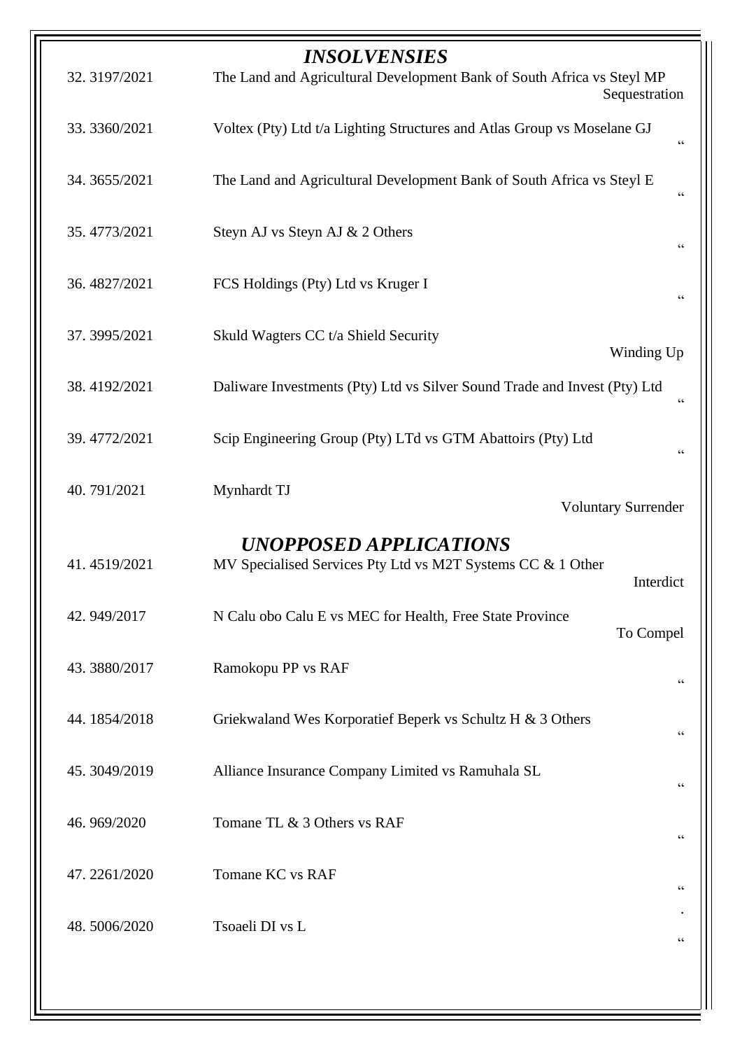## *INSOLVENSIES*

| No. | Case No. | Parties | Type |
|---|---|---|---|
| 32. | 3197/2021 | The Land and Agricultural Development Bank of South Africa vs Steyl MP | Sequestration |
| 33. | 3360/2021 | Voltex (Pty) Ltd t/a Lighting Structures and Atlas Group vs Moselane GJ | " |
| 34. | 3655/2021 | The Land and Agricultural Development Bank of South Africa vs Steyl E | " |
| 35. | 4773/2021 | Steyn AJ vs Steyn AJ & 2 Others | " |
| 36. | 4827/2021 | FCS Holdings (Pty) Ltd vs Kruger I | " |
| 37. | 3995/2021 | Skuld Wagters CC t/a Shield Security | Winding Up |
| 38. | 4192/2021 | Daliware Investments (Pty) Ltd vs Silver Sound Trade and Invest (Pty) Ltd | " |
| 39. | 4772/2021 | Scip Engineering Group (Pty) LTd vs GTM Abattoirs (Pty) Ltd | " |
| 40. | 791/2021 | Mynhardt TJ | Voluntary Surrender |

## *UNOPPOSED APPLICATIONS*

| No. | Case No. | Parties | Type |
|---|---|---|---|
| 41. | 4519/2021 | MV Specialised Services Pty Ltd vs M2T Systems CC & 1 Other | Interdict |
| 42. | 949/2017 | N Calu obo Calu E vs MEC for Health, Free State Province | To Compel |
| 43. | 3880/2017 | Ramokopu PP vs RAF | " |
| 44. | 1854/2018 | Griekwaland Wes Korporatief Beperk vs Schultz H & 3 Others | " |
| 45. | 3049/2019 | Alliance Insurance Company Limited vs Ramuhala SL | " |
| 46. | 969/2020 | Tomane TL & 3 Others vs RAF | " |
| 47. | 2261/2020 | Tomane KC vs RAF | " |
| 48. | 5006/2020 | Tsoaeli DI vs L | " |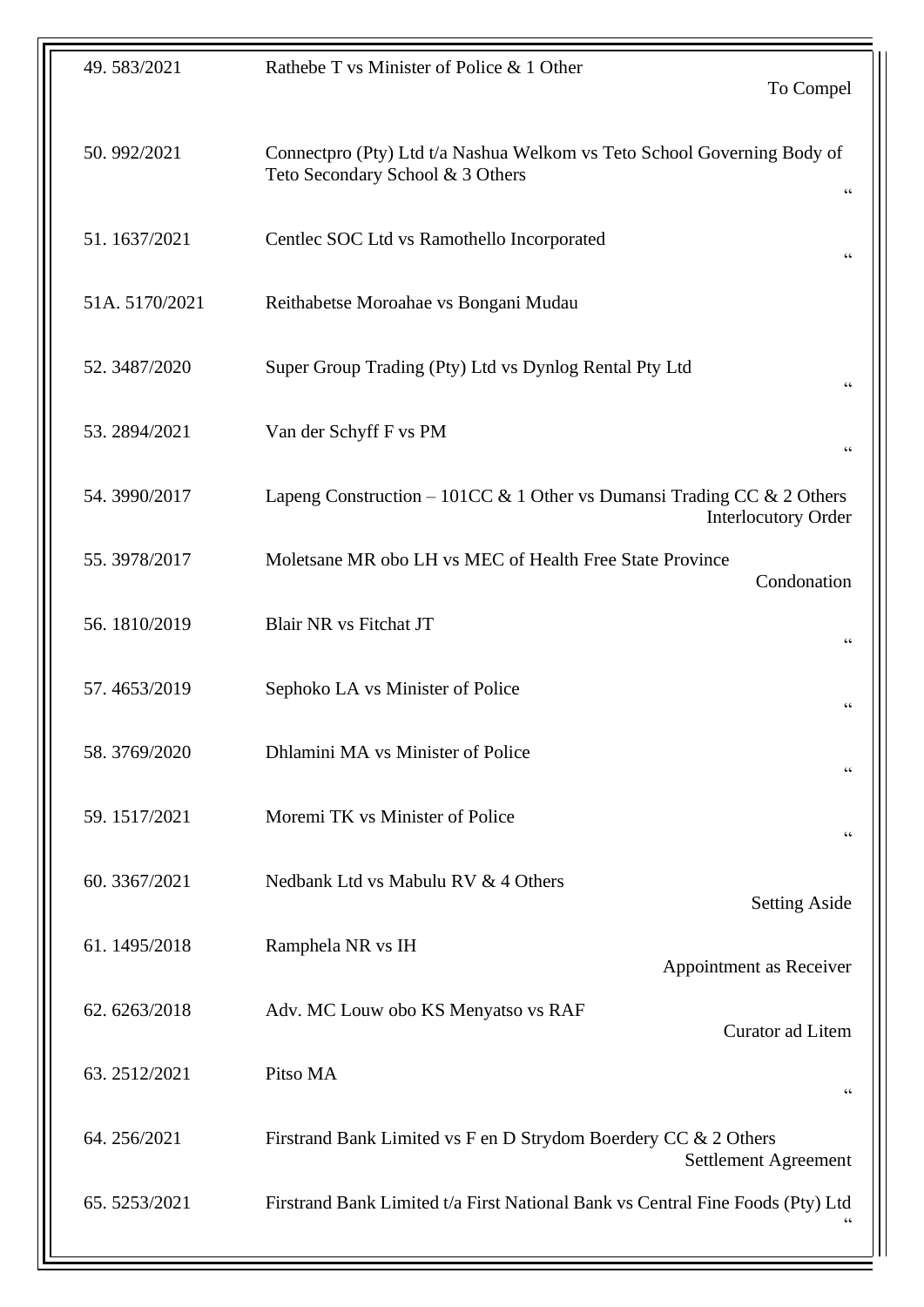| No. / Case Number | Parties | Nature |
|---|---|---|
| 49. 583/2021 | Rathebe T vs Minister of Police & 1 Other | To Compel |
| 50. 992/2021 | Connectpro (Pty) Ltd t/a Nashua Welkom vs Teto School Governing Body of Teto Secondary School & 3 Others | “ |
| 51. 1637/2021 | Centlec SOC Ltd vs Ramothello Incorporated | “ |
| 51A. 5170/2021 | Reithabetse Moroahae vs Bongani Mudau | |
| 52. 3487/2020 | Super Group Trading (Pty) Ltd vs Dynlog Rental Pty Ltd | “ |
| 53. 2894/2021 | Van der Schyff F vs PM | “ |
| 54. 3990/2017 | Lapeng Construction – 101CC & 1 Other vs Dumansi Trading CC & 2 Others | Interlocutory Order |
| 55. 3978/2017 | Moletsane MR obo LH vs MEC of Health Free State Province | Condonation |
| 56. 1810/2019 | Blair NR vs Fitchat JT | “ |
| 57. 4653/2019 | Sephoko LA vs Minister of Police | “ |
| 58. 3769/2020 | Dhlamini MA vs Minister of Police | “ |
| 59. 1517/2021 | Moremi TK vs Minister of Police | “ |
| 60. 3367/2021 | Nedbank Ltd vs Mabulu RV & 4 Others | Setting Aside |
| 61. 1495/2018 | Ramphela NR vs IH | Appointment as Receiver |
| 62. 6263/2018 | Adv. MC Louw obo KS Menyatso vs RAF | Curator ad Litem |
| 63. 2512/2021 | Pitso MA | “ |
| 64. 256/2021 | Firstrand Bank Limited vs F en D Strydom Boerdery CC & 2 Others | Settlement Agreement |
| 65. 5253/2021 | Firstrand Bank Limited t/a First National Bank vs Central Fine Foods (Pty) Ltd | “ |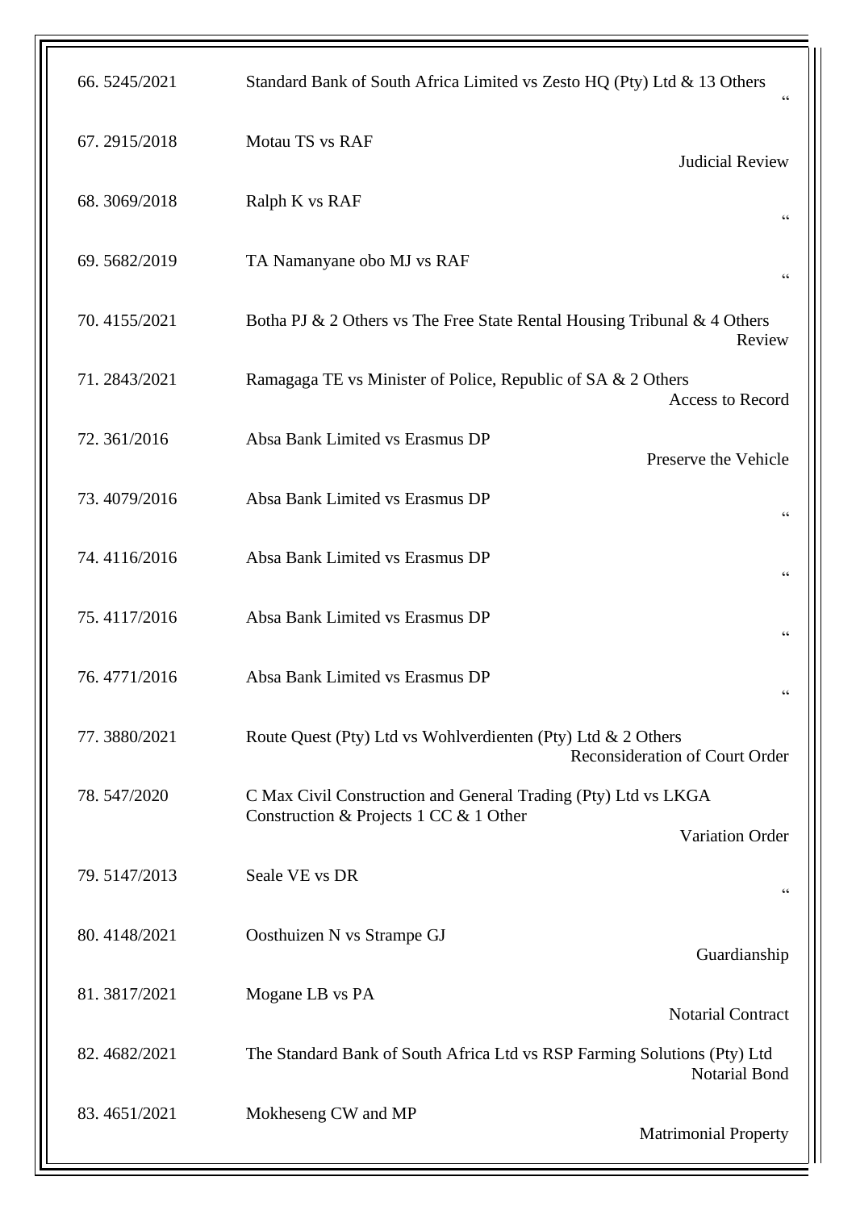| | | |
|---|---|---|
| 66. 5245/2021 | Standard Bank of South Africa Limited vs Zesto HQ (Pty) Ltd & 13 Others | " |
| 67. 2915/2018 | Motau TS vs RAF | Judicial Review |
| 68. 3069/2018 | Ralph K vs RAF | " |
| 69. 5682/2019 | TA Namanyane obo MJ vs RAF | " |
| 70. 4155/2021 | Botha PJ & 2 Others vs The Free State Rental Housing Tribunal & 4 Others | Review |
| 71. 2843/2021 | Ramagaga TE vs Minister of Police, Republic of SA & 2 Others | Access to Record |
| 72. 361/2016 | Absa Bank Limited vs Erasmus DP | Preserve the Vehicle |
| 73. 4079/2016 | Absa Bank Limited vs Erasmus DP | " |
| 74. 4116/2016 | Absa Bank Limited vs Erasmus DP | " |
| 75. 4117/2016 | Absa Bank Limited vs Erasmus DP | " |
| 76. 4771/2016 | Absa Bank Limited vs Erasmus DP | " |
| 77. 3880/2021 | Route Quest (Pty) Ltd vs Wohlverdienten (Pty) Ltd & 2 Others | Reconsideration of Court Order |
| 78. 547/2020 | C Max Civil Construction and General Trading (Pty) Ltd vs LKGA Construction & Projects 1 CC & 1 Other | Variation Order |
| 79. 5147/2013 | Seale VE vs DR | " |
| 80. 4148/2021 | Oosthuizen N vs Strampe GJ | Guardianship |
| 81. 3817/2021 | Mogane LB vs PA | Notarial Contract |
| 82. 4682/2021 | The Standard Bank of South Africa Ltd vs RSP Farming Solutions (Pty) Ltd | Notarial Bond |
| 83. 4651/2021 | Mokheseng CW and MP | Matrimonial Property |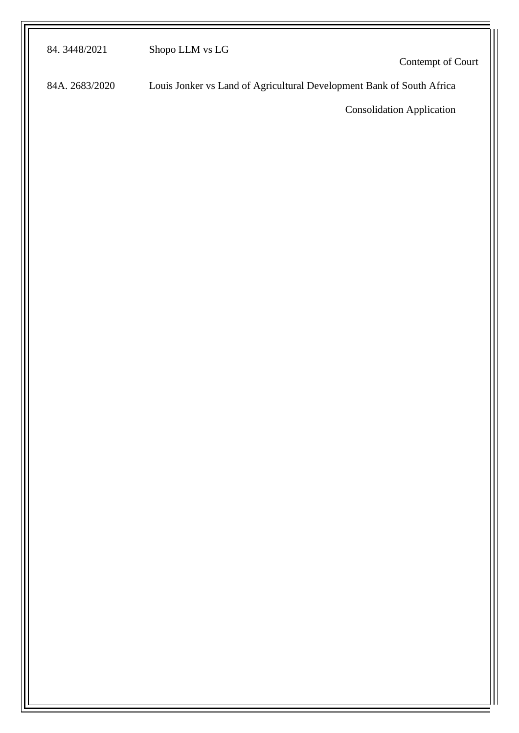84. 3448/2021 Shopo LLM vs LG

Contempt of Court

84A. 2683/2020 Louis Jonker vs Land of Agricultural Development Bank of South Africa

Consolidation Application